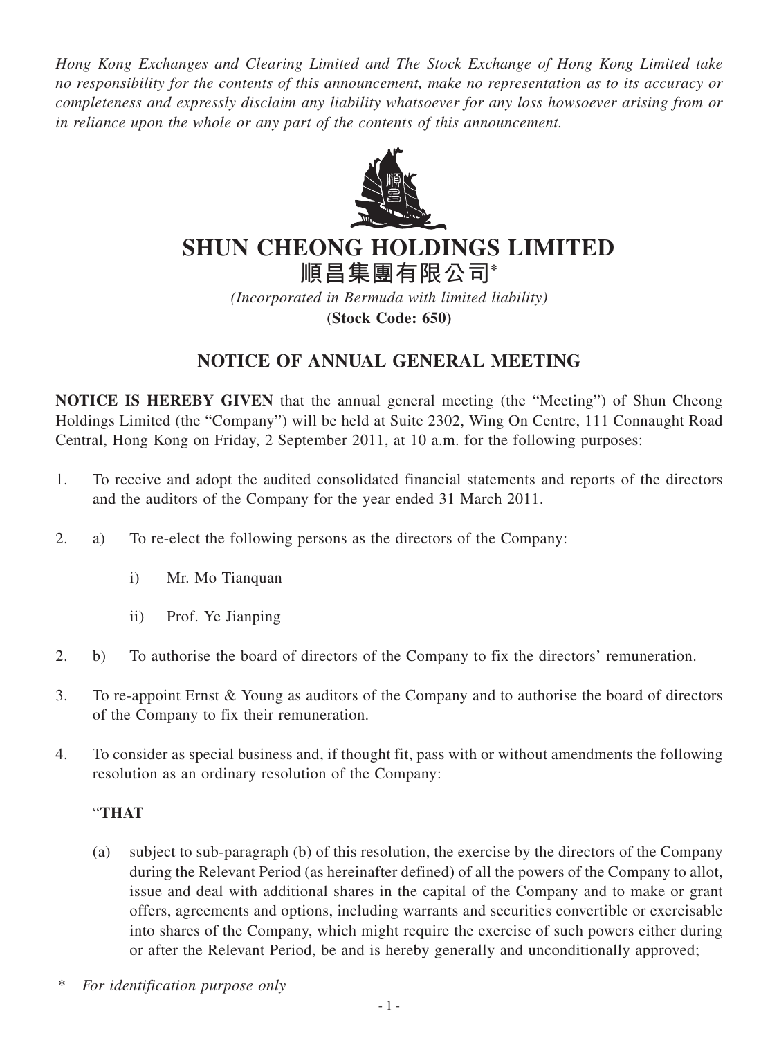*Hong Kong Exchanges and Clearing Limited and The Stock Exchange of Hong Kong Limited take no responsibility for the contents of this announcement, make no representation as to its accuracy or completeness and expressly disclaim any liability whatsoever for any loss howsoever arising from or in reliance upon the whole or any part of the contents of this announcement.*

# SHUN CHEONG HOLDINGS LIMITED
# 順昌集團有限公司*

*(Incorporated in Bermuda with limited liability)*
**(Stock Code: 650)**

## NOTICE OF ANNUAL GENERAL MEETING

**NOTICE IS HEREBY GIVEN** that the annual general meeting (the "Meeting") of Shun Cheong Holdings Limited (the "Company") will be held at Suite 2302, Wing On Centre, 111 Connaught Road Central, Hong Kong on Friday, 2 September 2011, at 10 a.m. for the following purposes:

1. To receive and adopt the audited consolidated financial statements and reports of the directors and the auditors of the Company for the year ended 31 March 2011.

2. a) To re-elect the following persons as the directors of the Company:

    i) Mr. Mo Tianquan

    ii) Prof. Ye Jianping

2. b) To authorise the board of directors of the Company to fix the directors' remuneration.

3. To re-appoint Ernst & Young as auditors of the Company and to authorise the board of directors of the Company to fix their remuneration.

4. To consider as special business and, if thought fit, pass with or without amendments the following resolution as an ordinary resolution of the Company:

    "**THAT**

    (a) subject to sub-paragraph (b) of this resolution, the exercise by the directors of the Company during the Relevant Period (as hereinafter defined) of all the powers of the Company to allot, issue and deal with additional shares in the capital of the Company and to make or grant offers, agreements and options, including warrants and securities convertible or exercisable into shares of the Company, which might require the exercise of such powers either during or after the Relevant Period, be and is hereby generally and unconditionally approved;

\* *For identification purpose only*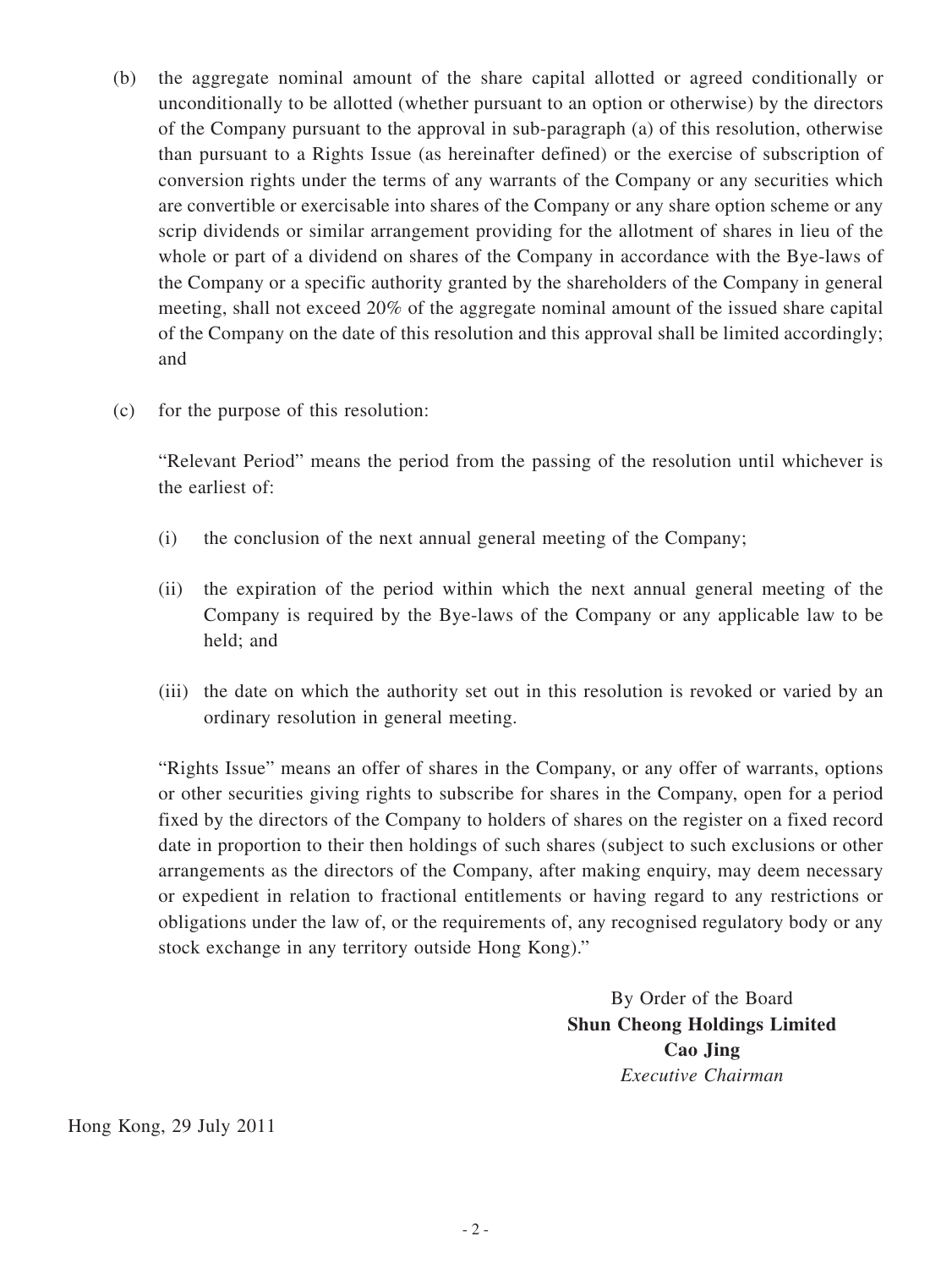(b) the aggregate nominal amount of the share capital allotted or agreed conditionally or unconditionally to be allotted (whether pursuant to an option or otherwise) by the directors of the Company pursuant to the approval in sub-paragraph (a) of this resolution, otherwise than pursuant to a Rights Issue (as hereinafter defined) or the exercise of subscription of conversion rights under the terms of any warrants of the Company or any securities which are convertible or exercisable into shares of the Company or any share option scheme or any scrip dividends or similar arrangement providing for the allotment of shares in lieu of the whole or part of a dividend on shares of the Company in accordance with the Bye-laws of the Company or a specific authority granted by the shareholders of the Company in general meeting, shall not exceed 20% of the aggregate nominal amount of the issued share capital of the Company on the date of this resolution and this approval shall be limited accordingly; and

(c) for the purpose of this resolution:

"Relevant Period" means the period from the passing of the resolution until whichever is the earliest of:

(i) the conclusion of the next annual general meeting of the Company;

(ii) the expiration of the period within which the next annual general meeting of the Company is required by the Bye-laws of the Company or any applicable law to be held; and

(iii) the date on which the authority set out in this resolution is revoked or varied by an ordinary resolution in general meeting.

"Rights Issue" means an offer of shares in the Company, or any offer of warrants, options or other securities giving rights to subscribe for shares in the Company, open for a period fixed by the directors of the Company to holders of shares on the register on a fixed record date in proportion to their then holdings of such shares (subject to such exclusions or other arrangements as the directors of the Company, after making enquiry, may deem necessary or expedient in relation to fractional entitlements or having regard to any restrictions or obligations under the law of, or the requirements of, any recognised regulatory body or any stock exchange in any territory outside Hong Kong)."

By Order of the Board
**Shun Cheong Holdings Limited**
**Cao Jing**
*Executive Chairman*

Hong Kong, 29 July 2011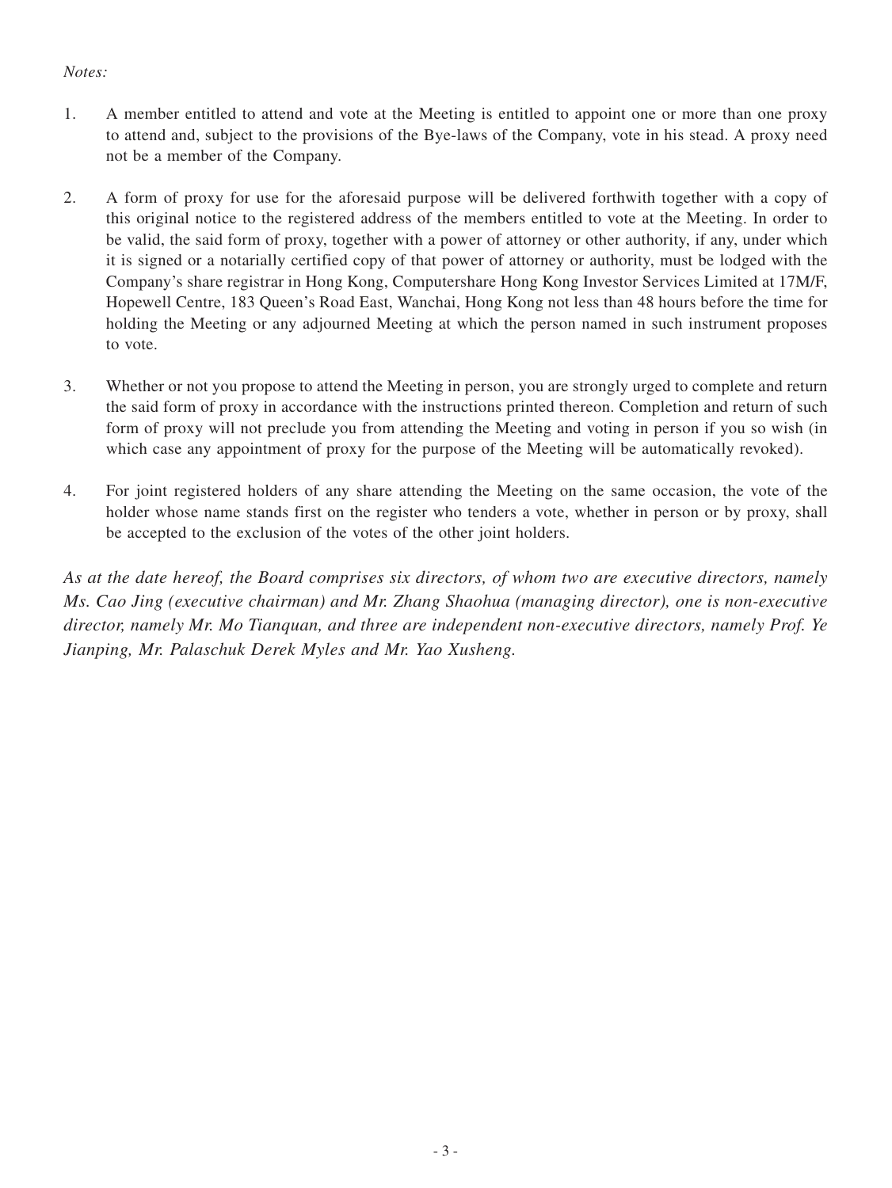*Notes:*

1. A member entitled to attend and vote at the Meeting is entitled to appoint one or more than one proxy to attend and, subject to the provisions of the Bye-laws of the Company, vote in his stead. A proxy need not be a member of the Company.

2. A form of proxy for use for the aforesaid purpose will be delivered forthwith together with a copy of this original notice to the registered address of the members entitled to vote at the Meeting. In order to be valid, the said form of proxy, together with a power of attorney or other authority, if any, under which it is signed or a notarially certified copy of that power of attorney or authority, must be lodged with the Company's share registrar in Hong Kong, Computershare Hong Kong Investor Services Limited at 17M/F, Hopewell Centre, 183 Queen's Road East, Wanchai, Hong Kong not less than 48 hours before the time for holding the Meeting or any adjourned Meeting at which the person named in such instrument proposes to vote.

3. Whether or not you propose to attend the Meeting in person, you are strongly urged to complete and return the said form of proxy in accordance with the instructions printed thereon. Completion and return of such form of proxy will not preclude you from attending the Meeting and voting in person if you so wish (in which case any appointment of proxy for the purpose of the Meeting will be automatically revoked).

4. For joint registered holders of any share attending the Meeting on the same occasion, the vote of the holder whose name stands first on the register who tenders a vote, whether in person or by proxy, shall be accepted to the exclusion of the votes of the other joint holders.

*As at the date hereof, the Board comprises six directors, of whom two are executive directors, namely Ms. Cao Jing (executive chairman) and Mr. Zhang Shaohua (managing director), one is non-executive director, namely Mr. Mo Tianquan, and three are independent non-executive directors, namely Prof. Ye Jianping, Mr. Palaschuk Derek Myles and Mr. Yao Xusheng.*